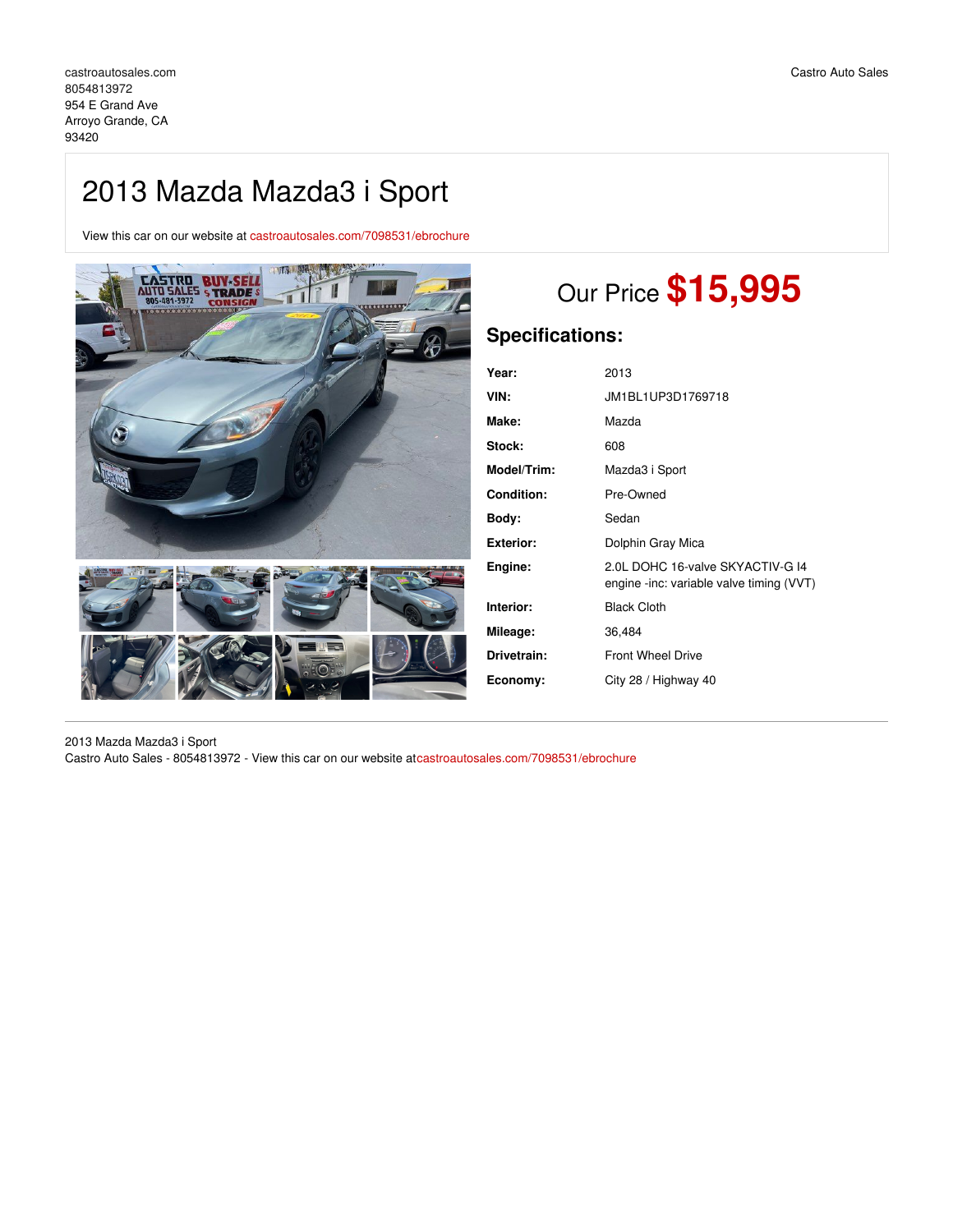castroautosales.com
8054813972
954 E Grand Ave
Arroyo Grande, CA
93420

Castro Auto Sales

# 2013 Mazda Mazda3 i Sport

View this car on our website at castroautosales.com/7098531/ebrochure

## Our Price **$15,995**

## Specifications:

| | |
|---|---|
| **Year:** | 2013 |
| **VIN:** | JM1BL1UP3D1769718 |
| **Make:** | Mazda |
| **Stock:** | 608 |
| **Model/Trim:** | Mazda3 i Sport |
| **Condition:** | Pre-Owned |
| **Body:** | Sedan |
| **Exterior:** | Dolphin Gray Mica |
| **Engine:** | 2.0L DOHC 16-valve SKYACTIV-G I4 engine -inc: variable valve timing (VVT) |
| **Interior:** | Black Cloth |
| **Mileage:** | 36,484 |
| **Drivetrain:** | Front Wheel Drive |
| **Economy:** | City 28 / Highway 40 |

2013 Mazda Mazda3 i Sport
Castro Auto Sales - 8054813972 - View this car on our website atcastroautosales.com/7098531/ebrochure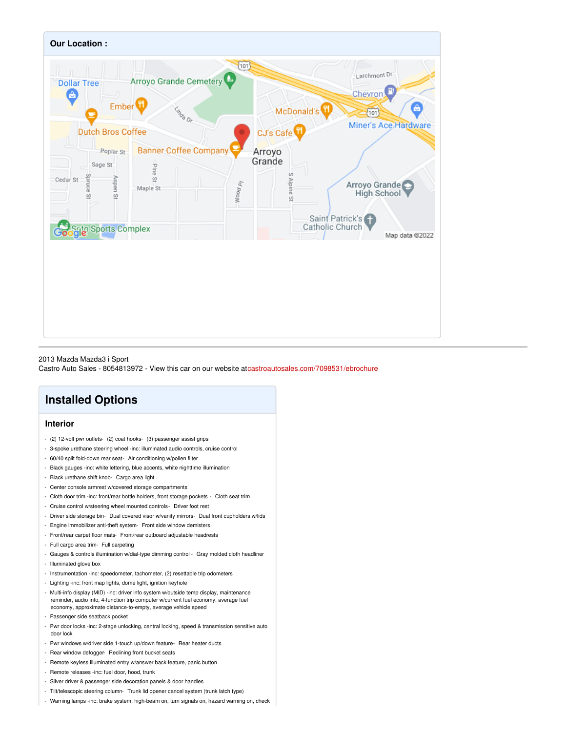**Our Location :**

2013 Mazda Mazda3 i Sport
Castro Auto Sales - 8054813972 - View this car on our website at castroautosales.com/7098531/ebrochure

## Installed Options

### Interior

- (2) 12-volt pwr outlets- (2) coat hooks- (3) passenger assist grips
- 3-spoke urethane steering wheel -inc: illuminated audio controls, cruise control
- 60/40 split fold-down rear seat- Air conditioning w/pollen filter
- Black gauges -inc: white lettering, blue accents, white nighttime illumination
- Black urethane shift knob- Cargo area light
- Center console armrest w/covered storage compartments
- Cloth door trim -inc: front/rear bottle holders, front storage pockets - Cloth seat trim
- Cruise control w/steering wheel mounted controls- Driver foot rest
- Driver side storage bin- Dual covered visor w/vanity mirrors- Dual front cupholders w/lids
- Engine immobilizer anti-theft system- Front side window demisters
- Front/rear carpet floor mats- Front/rear outboard adjustable headrests
- Full cargo area trim- Full carpeting
- Gauges & controls illumination w/dial-type dimming control - Gray molded cloth headliner
- Illuminated glove box
- Instrumentation -inc: speedometer, tachometer, (2) resettable trip odometers
- Lighting -inc: front map lights, dome light, ignition keyhole
- Multi-info display (MID) -inc: driver info system w/outside temp display, maintenance reminder, audio info, 4-function trip computer w/current fuel economy, average fuel economy, approximate distance-to-empty, average vehicle speed
- Passenger side seatback pocket
- Pwr door locks -inc: 2-stage unlocking, central locking, speed & transmission sensitive auto door lock
- Pwr windows w/driver side 1-touch up/down feature- Rear heater ducts
- Rear window defogger- Reclining front bucket seats
- Remote keyless illuminated entry w/answer back feature, panic button
- Remote releases -inc: fuel door, hood, trunk
- Silver driver & passenger side decoration panels & door handles
- Tilt/telescopic steering column- Trunk lid opener cancel system (trunk latch type)
- Warning lamps -inc: brake system, high-beam on, turn signals on, hazard warning on, check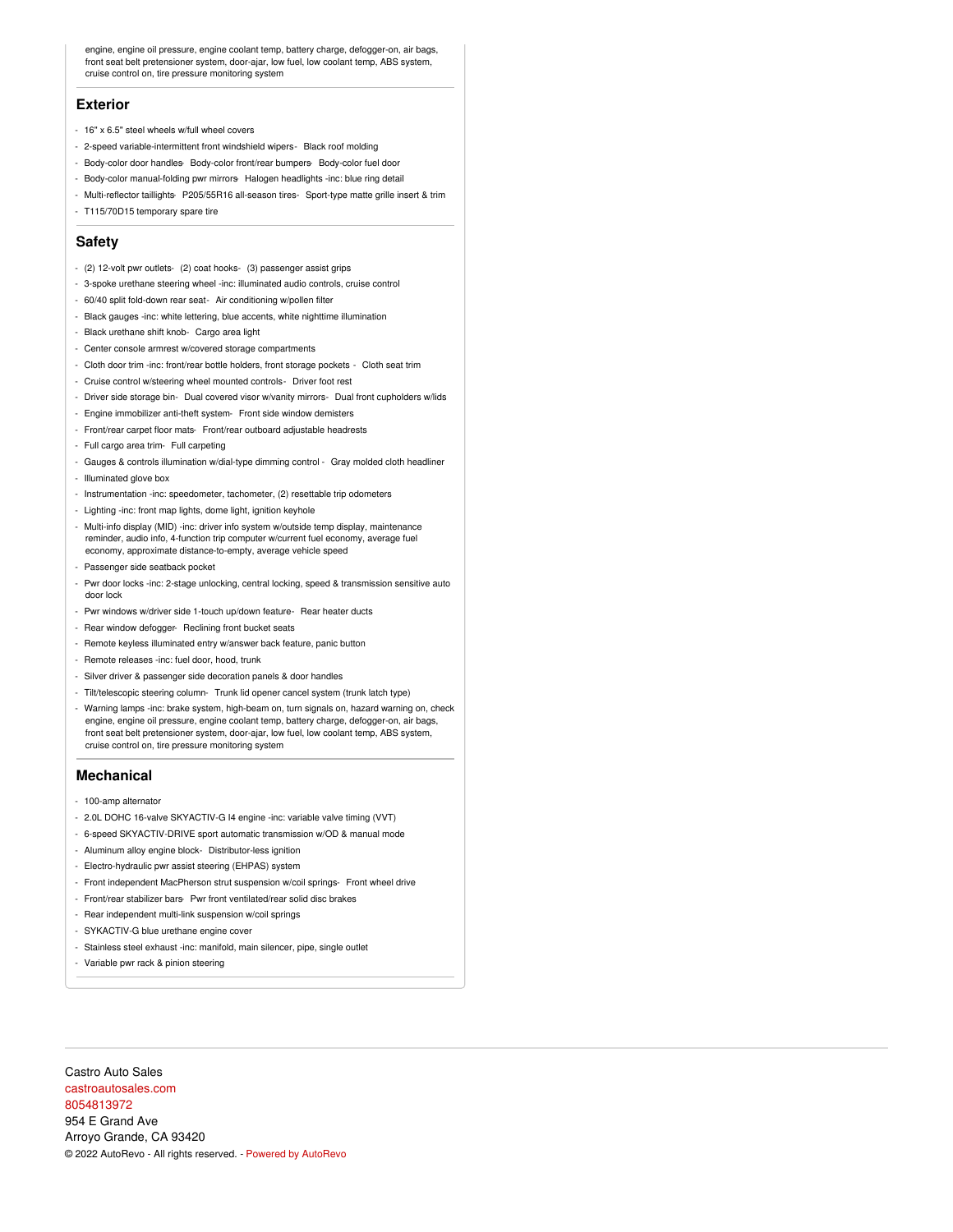engine, engine oil pressure, engine coolant temp, battery charge, defogger-on, air bags, front seat belt pretensioner system, door-ajar, low fuel, low coolant temp, ABS system, cruise control on, tire pressure monitoring system

## Exterior

- 16" x 6.5" steel wheels w/full wheel covers
- 2-speed variable-intermittent front windshield wipers - Black roof molding
- Body-color door handles - Body-color front/rear bumpers - Body-color fuel door
- Body-color manual-folding pwr mirrors - Halogen headlights -inc: blue ring detail
- Multi-reflector taillights - P205/55R16 all-season tires - Sport-type matte grille insert & trim
- T115/70D15 temporary spare tire

## Safety

- (2) 12-volt pwr outlets - (2) coat hooks - (3) passenger assist grips
- 3-spoke urethane steering wheel -inc: illuminated audio controls, cruise control
- 60/40 split fold-down rear seat - Air conditioning w/pollen filter
- Black gauges -inc: white lettering, blue accents, white nighttime illumination
- Black urethane shift knob - Cargo area light
- Center console armrest w/covered storage compartments
- Cloth door trim -inc: front/rear bottle holders, front storage pockets - Cloth seat trim
- Cruise control w/steering wheel mounted controls - Driver foot rest
- Driver side storage bin - Dual covered visor w/vanity mirrors - Dual front cupholders w/lids
- Engine immobilizer anti-theft system - Front side window demisters
- Front/rear carpet floor mats - Front/rear outboard adjustable headrests
- Full cargo area trim - Full carpeting
- Gauges & controls illumination w/dial-type dimming control - Gray molded cloth headliner
- Illuminated glove box
- Instrumentation -inc: speedometer, tachometer, (2) resettable trip odometers
- Lighting -inc: front map lights, dome light, ignition keyhole
- Multi-info display (MID) -inc: driver info system w/outside temp display, maintenance reminder, audio info, 4-function trip computer w/current fuel economy, average fuel economy, approximate distance-to-empty, average vehicle speed
- Passenger side seatback pocket
- Pwr door locks -inc: 2-stage unlocking, central locking, speed & transmission sensitive auto door lock
- Pwr windows w/driver side 1-touch up/down feature - Rear heater ducts
- Rear window defogger - Reclining front bucket seats
- Remote keyless illuminated entry w/answer back feature, panic button
- Remote releases -inc: fuel door, hood, trunk
- Silver driver & passenger side decoration panels & door handles
- Tilt/telescopic steering column - Trunk lid opener cancel system (trunk latch type)
- Warning lamps -inc: brake system, high-beam on, turn signals on, hazard warning on, check engine, engine oil pressure, engine coolant temp, battery charge, defogger-on, air bags, front seat belt pretensioner system, door-ajar, low fuel, low coolant temp, ABS system, cruise control on, tire pressure monitoring system

## Mechanical

- 100-amp alternator
- 2.0L DOHC 16-valve SKYACTIV-G I4 engine -inc: variable valve timing (VVT)
- 6-speed SKYACTIV-DRIVE sport automatic transmission w/OD & manual mode
- Aluminum alloy engine block - Distributor-less ignition
- Electro-hydraulic pwr assist steering (EHPAS) system
- Front independent MacPherson strut suspension w/coil springs - Front wheel drive
- Front/rear stabilizer bars - Pwr front ventilated/rear solid disc brakes
- Rear independent multi-link suspension w/coil springs
- SYKACTIV-G blue urethane engine cover
- Stainless steel exhaust -inc: manifold, main silencer, pipe, single outlet
- Variable pwr rack & pinion steering

---

Castro Auto Sales
castroautosales.com
8054813972
954 E Grand Ave
Arroyo Grande, CA 93420
© 2022 AutoRevo - All rights reserved. - Powered by AutoRevo